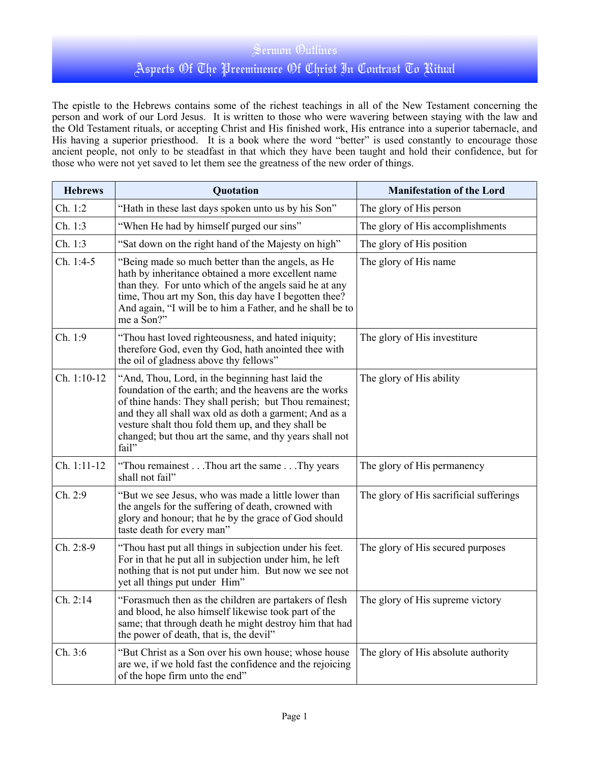# Sermon Outlines

## Aspects Of The Preeminence Of Christ In Contrast To Ritual

The epistle to the Hebrews contains some of the richest teachings in all of the New Testament concerning the person and work of our Lord Jesus. It is written to those who were wavering between staying with the law and the Old Testament rituals, or accepting Christ and His finished work, His entrance into a superior tabernacle, and His having a superior priesthood. It is a book where the word "better" is used constantly to encourage those ancient people, not only to be steadfast in that which they have been taught and hold their confidence, but for those who were not yet saved to let them see the greatness of the new order of things.

| Hebrews | Quotation | Manifestation of the Lord |
|---|---|---|
| Ch. 1:2 | "Hath in these last days spoken unto us by his Son" | The glory of His person |
| Ch. 1:3 | "When He had by himself purged our sins" | The glory of His accomplishments |
| Ch. 1:3 | "Sat down on the right hand of the Majesty on high" | The glory of His position |
| Ch. 1:4-5 | "Being made so much better than the angels, as He hath by inheritance obtained a more excellent name than they. For unto which of the angels said he at any time, Thou art my Son, this day have I begotten thee? And again, "I will be to him a Father, and he shall be to me a Son?" | The glory of His name |
| Ch. 1:9 | "Thou hast loved righteousness, and hated iniquity; therefore God, even thy God, hath anointed thee with the oil of gladness above thy fellows" | The glory of His investiture |
| Ch. 1:10-12 | "And, Thou, Lord, in the beginning hast laid the foundation of the earth; and the heavens are the works of thine hands: They shall perish; but Thou remainest; and they all shall wax old as doth a garment; And as a vesture shalt thou fold them up, and they shall be changed; but thou art the same, and thy years shall not fail" | The glory of His ability |
| Ch. 1:11-12 | "Thou remainest . . .Thou art the same . . .Thy years shall not fail" | The glory of His permanency |
| Ch. 2:9 | "But we see Jesus, who was made a little lower than the angels for the suffering of death, crowned with glory and honour; that he by the grace of God should taste death for every man" | The glory of His sacrificial sufferings |
| Ch. 2:8-9 | "Thou hast put all things in subjection under his feet. For in that he put all in subjection under him, he left nothing that is not put under him. But now we see not yet all things put under Him" | The glory of His secured purposes |
| Ch. 2:14 | "Forasmuch then as the children are partakers of flesh and blood, he also himself likewise took part of the same; that through death he might destroy him that had the power of death, that is, the devil" | The glory of His supreme victory |
| Ch. 3:6 | "But Christ as a Son over his own house; whose house are we, if we hold fast the confidence and the rejoicing of the hope firm unto the end" | The glory of His absolute authority |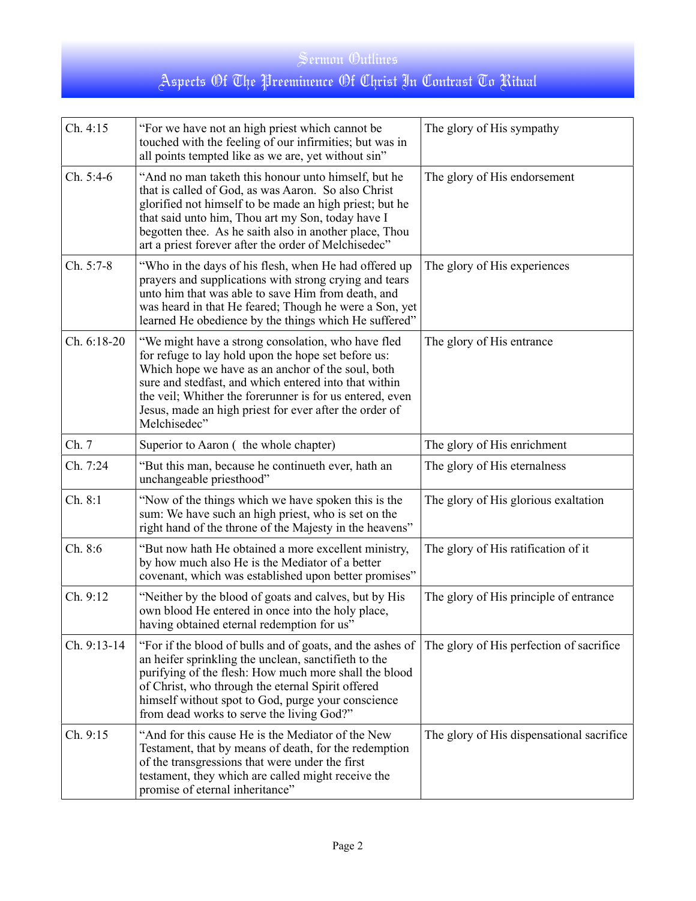| Ch. 4:15 | "For we have not an high priest which cannot be touched with the feeling of our infirmities; but was in all points tempted like as we are, yet without sin" | The glory of His sympathy |
|---|---|---|
| Ch. 5:4-6 | "And no man taketh this honour unto himself, but he that is called of God, as was Aaron. So also Christ glorified not himself to be made an high priest; but he that said unto him, Thou art my Son, today have I begotten thee. As he saith also in another place, Thou art a priest forever after the order of Melchisedec" | The glory of His endorsement |
| Ch. 5:7-8 | "Who in the days of his flesh, when He had offered up prayers and supplications with strong crying and tears unto him that was able to save Him from death, and was heard in that He feared; Though he were a Son, yet learned He obedience by the things which He suffered" | The glory of His experiences |
| Ch. 6:18-20 | "We might have a strong consolation, who have fled for refuge to lay hold upon the hope set before us: Which hope we have as an anchor of the soul, both sure and stedfast, and which entered into that within the veil; Whither the forerunner is for us entered, even Jesus, made an high priest for ever after the order of Melchisedec" | The glory of His entrance |
| Ch. 7 | Superior to Aaron ( the whole chapter) | The glory of His enrichment |
| Ch. 7:24 | "But this man, because he continueth ever, hath an unchangeable priesthood" | The glory of His eternalness |
| Ch. 8:1 | "Now of the things which we have spoken this is the sum: We have such an high priest, who is set on the right hand of the throne of the Majesty in the heavens" | The glory of His glorious exaltation |
| Ch. 8:6 | "But now hath He obtained a more excellent ministry, by how much also He is the Mediator of a better covenant, which was established upon better promises" | The glory of His ratification of it |
| Ch. 9:12 | "Neither by the blood of goats and calves, but by His own blood He entered in once into the holy place, having obtained eternal redemption for us" | The glory of His principle of entrance |
| Ch. 9:13-14 | "For if the blood of bulls and of goats, and the ashes of an heifer sprinkling the unclean, sanctifieth to the purifying of the flesh: How much more shall the blood of Christ, who through the eternal Spirit offered himself without spot to God, purge your conscience from dead works to serve the living God?" | The glory of His perfection of sacrifice |
| Ch. 9:15 | "And for this cause He is the Mediator of the New Testament, that by means of death, for the redemption of the transgressions that were under the first testament, they which are called might receive the promise of eternal inheritance" | The glory of His dispensational sacrifice |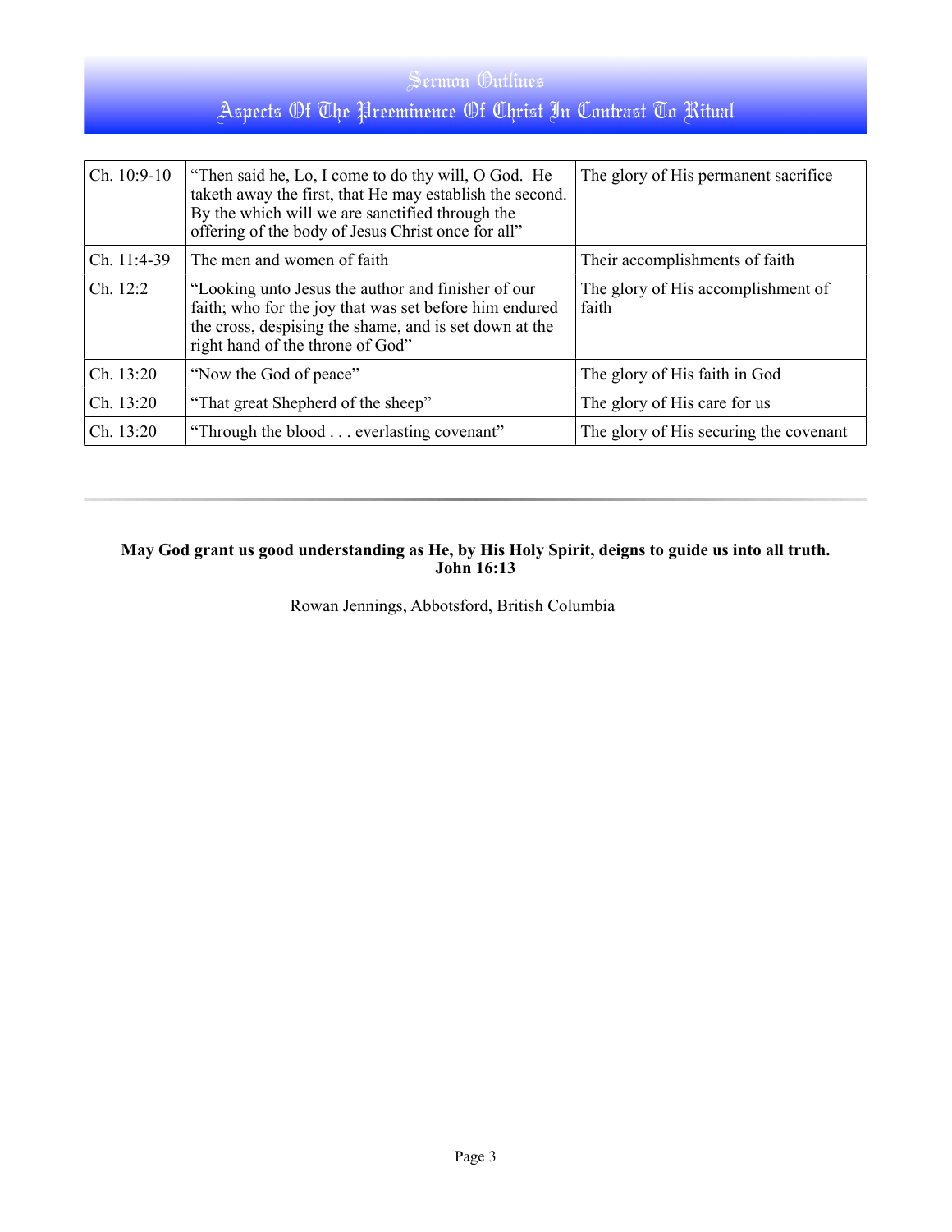| | | |
|---|---|---|
| Ch. 10:9-10 | "Then said he, Lo, I come to do thy will, O God. He taketh away the first, that He may establish the second. By the which will we are sanctified through the offering of the body of Jesus Christ once for all" | The glory of His permanent sacrifice |
| Ch. 11:4-39 | The men and women of faith | Their accomplishments of faith |
| Ch. 12:2 | "Looking unto Jesus the author and finisher of our faith; who for the joy that was set before him endured the cross, despising the shame, and is set down at the right hand of the throne of God" | The glory of His accomplishment of faith |
| Ch. 13:20 | "Now the God of peace" | The glory of His faith in God |
| Ch. 13:20 | "That great Shepherd of the sheep" | The glory of His care for us |
| Ch. 13:20 | "Through the blood . . . everlasting covenant" | The glory of His securing the covenant |

---

**May God grant us good understanding as He, by His Holy Spirit, deigns to guide us into all truth. John 16:13**

Rowan Jennings, Abbotsford, British Columbia